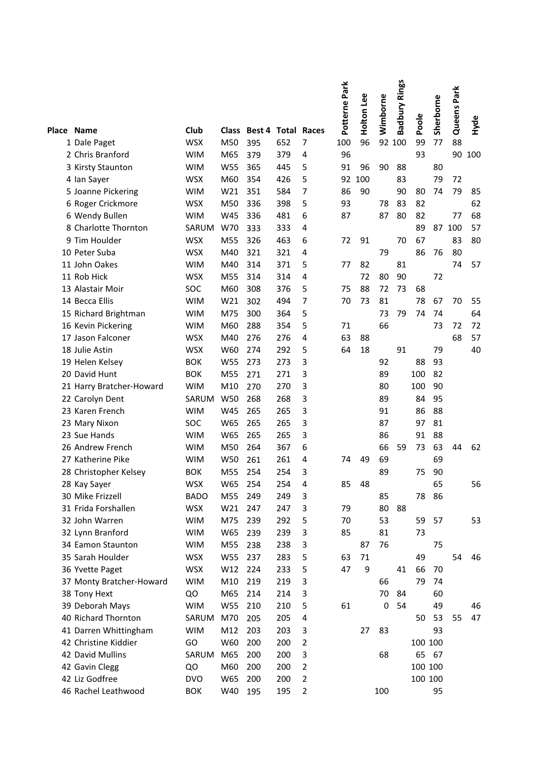| Place | Name | Club | Class | Best 4 | Total | Races | Potterne Park | Holton Lee | Wimborne | Badbury Rings | Poole | Sherborne | Queens Park | Hyde |
|---|---|---|---|---|---|---|---|---|---|---|---|---|---|---|
| 1 | Dale Paget | WSX | M50 | 395 | 652 | 7 | 100 | 96 | 92 | 100 | 99 | 77 | 88 | |
| 2 | Chris Branford | WIM | M65 | 379 | 379 | 4 | 96 | | | | 93 | | 90 | 100 |
| 3 | Kirsty Staunton | WIM | W55 | 365 | 445 | 5 | 91 | 96 | 90 | 88 | | 80 | | |
| 4 | Ian Sayer | WSX | M60 | 354 | 426 | 5 | 92 | 100 | | 83 | | 79 | 72 | |
| 5 | Joanne Pickering | WIM | W21 | 351 | 584 | 7 | 86 | 90 | | 90 | 80 | 74 | 79 | 85 |
| 6 | Roger Crickmore | WSX | M50 | 336 | 398 | 5 | 93 | | 78 | 83 | 82 | | | 62 |
| 6 | Wendy Bullen | WIM | W45 | 336 | 481 | 6 | 87 | | 87 | 80 | 82 | | 77 | 68 |
| 8 | Charlotte Thornton | SARUM | W70 | 333 | 333 | 4 | | | | | 89 | 87 | 100 | 57 |
| 9 | Tim Houlder | WSX | M55 | 326 | 463 | 6 | 72 | 91 | | 70 | 67 | | 83 | 80 |
| 10 | Peter Suba | WSX | M40 | 321 | 321 | 4 | | | 79 | | 86 | 76 | 80 | |
| 11 | John Oakes | WIM | M40 | 314 | 371 | 5 | 77 | 82 | | 81 | | | 74 | 57 |
| 11 | Rob Hick | WSX | M55 | 314 | 314 | 4 | | 72 | 80 | 90 | | 72 | | |
| 13 | Alastair Moir | SOC | M60 | 308 | 376 | 5 | 75 | 88 | 72 | 73 | 68 | | | |
| 14 | Becca Ellis | WIM | W21 | 302 | 494 | 7 | 70 | 73 | 81 | | 78 | 67 | 70 | 55 |
| 15 | Richard Brightman | WIM | M75 | 300 | 364 | 5 | | | 73 | 79 | 74 | 74 | | 64 |
| 16 | Kevin Pickering | WIM | M60 | 288 | 354 | 5 | 71 | | 66 | | | 73 | 72 | 72 |
| 17 | Jason Falconer | WSX | M40 | 276 | 276 | 4 | 63 | 88 | | | | | 68 | 57 |
| 18 | Julie Astin | WSX | W60 | 274 | 292 | 5 | 64 | 18 | | 91 | | 79 | | 40 |
| 19 | Helen Kelsey | BOK | W55 | 273 | 273 | 3 | | | 92 | | 88 | 93 | | |
| 20 | David Hunt | BOK | M55 | 271 | 271 | 3 | | | 89 | | 100 | 82 | | |
| 21 | Harry Bratcher-Howard | WIM | M10 | 270 | 270 | 3 | | | 80 | | 100 | 90 | | |
| 22 | Carolyn Dent | SARUM | W50 | 268 | 268 | 3 | | | 89 | | 84 | 95 | | |
| 23 | Karen French | WIM | W45 | 265 | 265 | 3 | | | 91 | | 86 | 88 | | |
| 23 | Mary Nixon | SOC | W65 | 265 | 265 | 3 | | | 87 | | 97 | 81 | | |
| 23 | Sue Hands | WIM | W65 | 265 | 265 | 3 | | | 86 | | 91 | 88 | | |
| 26 | Andrew French | WIM | M50 | 264 | 367 | 6 | | | 66 | 59 | 73 | 63 | 44 | 62 |
| 27 | Katherine Pike | WIM | W50 | 261 | 261 | 4 | 74 | 49 | 69 | | | 69 | | |
| 28 | Christopher Kelsey | BOK | M55 | 254 | 254 | 3 | | | 89 | | 75 | 90 | | |
| 28 | Kay Sayer | WSX | W65 | 254 | 254 | 4 | 85 | 48 | | | | 65 | | 56 |
| 30 | Mike Frizzell | BADO | M55 | 249 | 249 | 3 | | | 85 | | 78 | 86 | | |
| 31 | Frida Forshallen | WSX | W21 | 247 | 247 | 3 | 79 | | 80 | 88 | | | | |
| 32 | John Warren | WIM | M75 | 239 | 292 | 5 | 70 | | 53 | | 59 | 57 | | 53 |
| 32 | Lynn Branford | WIM | W65 | 239 | 239 | 3 | 85 | | 81 | | 73 | | | |
| 34 | Eamon Staunton | WIM | M55 | 238 | 238 | 3 | | 87 | 76 | | | 75 | | |
| 35 | Sarah Houlder | WSX | W55 | 237 | 283 | 5 | 63 | 71 | | | 49 | | 54 | 46 |
| 36 | Yvette Paget | WSX | W12 | 224 | 233 | 5 | 47 | 9 | | 41 | 66 | 70 | | |
| 37 | Monty Bratcher-Howard | WIM | M10 | 219 | 219 | 3 | | | 66 | | 79 | 74 | | |
| 38 | Tony Hext | QO | M65 | 214 | 214 | 3 | | | 70 | 84 | | 60 | | |
| 39 | Deborah Mays | WIM | W55 | 210 | 210 | 5 | 61 | | 0 | 54 | | 49 | | 46 |
| 40 | Richard Thornton | SARUM | M70 | 205 | 205 | 4 | | | | | 50 | 53 | 55 | 47 |
| 41 | Darren Whittingham | WIM | M12 | 203 | 203 | 3 | | 27 | 83 | | | 93 | | |
| 42 | Christine Kiddier | GO | W60 | 200 | 200 | 2 | | | | | 100 | 100 | | |
| 42 | David Mullins | SARUM | M65 | 200 | 200 | 3 | | | 68 | | 65 | 67 | | |
| 42 | Gavin Clegg | QO | M60 | 200 | 200 | 2 | | | | | 100 | 100 | | |
| 42 | Liz Godfree | DVO | W65 | 200 | 200 | 2 | | | | | 100 | 100 | | |
| 46 | Rachel Leathwood | BOK | W40 | 195 | 195 | 2 | | | 100 | | | 95 | | |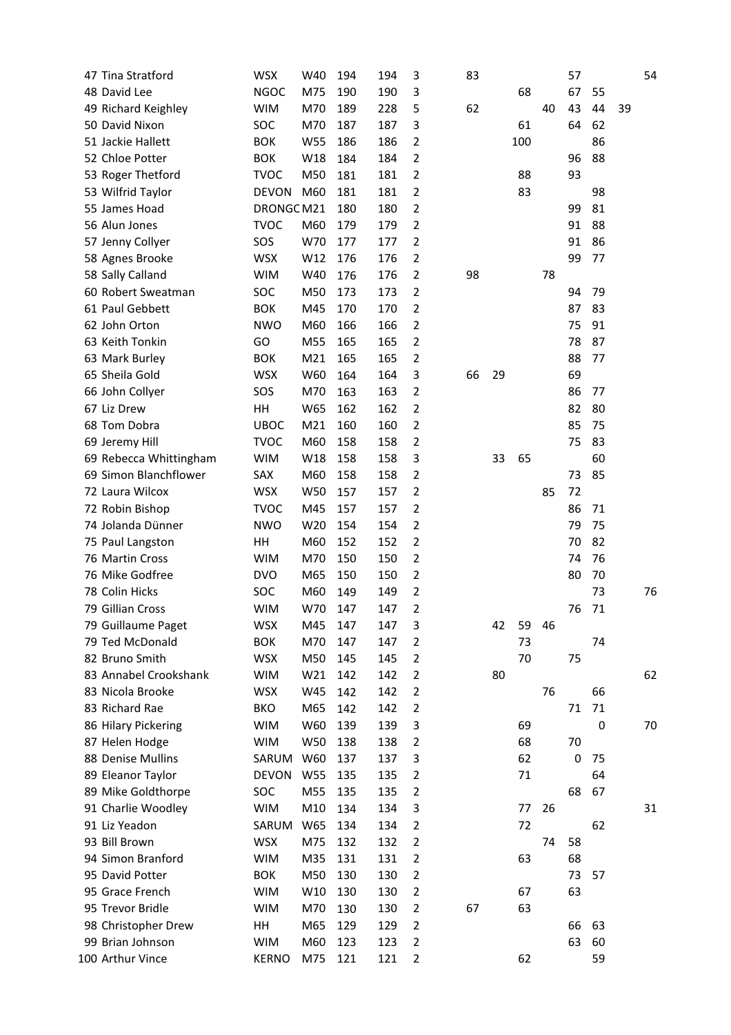| | | | | | | | | | | | | | | |
|---|---|---|---|---|---|---|---|---|---|---|---|---|---|---|
| 47 | Tina Stratford | WSX | W40 | 194 | 194 | 3 | 83 | | | | 57 | | | 54 |
| 48 | David Lee | NGOC | M75 | 190 | 190 | 3 | | | 68 | | 67 | 55 | | |
| 49 | Richard Keighley | WIM | M70 | 189 | 228 | 5 | 62 | | | 40 | 43 | 44 | 39 | |
| 50 | David Nixon | SOC | M70 | 187 | 187 | 3 | | | 61 | | 64 | 62 | | |
| 51 | Jackie Hallett | BOK | W55 | 186 | 186 | 2 | | | 100 | | | 86 | | |
| 52 | Chloe Potter | BOK | W18 | 184 | 184 | 2 | | | | | 96 | 88 | | |
| 53 | Roger Thetford | TVOC | M50 | 181 | 181 | 2 | | | 88 | | 93 | | | |
| 53 | Wilfrid Taylor | DEVON | M60 | 181 | 181 | 2 | | | 83 | | | 98 | | |
| 55 | James Hoad | DRONGC | M21 | 180 | 180 | 2 | | | | | 99 | 81 | | |
| 56 | Alun Jones | TVOC | M60 | 179 | 179 | 2 | | | | | 91 | 88 | | |
| 57 | Jenny Collyer | SOS | W70 | 177 | 177 | 2 | | | | | 91 | 86 | | |
| 58 | Agnes Brooke | WSX | W12 | 176 | 176 | 2 | | | | | 99 | 77 | | |
| 58 | Sally Calland | WIM | W40 | 176 | 176 | 2 | 98 | | | 78 | | | | |
| 60 | Robert Sweatman | SOC | M50 | 173 | 173 | 2 | | | | | 94 | 79 | | |
| 61 | Paul Gebbett | BOK | M45 | 170 | 170 | 2 | | | | | 87 | 83 | | |
| 62 | John Orton | NWO | M60 | 166 | 166 | 2 | | | | | 75 | 91 | | |
| 63 | Keith Tonkin | GO | M55 | 165 | 165 | 2 | | | | | 78 | 87 | | |
| 63 | Mark Burley | BOK | M21 | 165 | 165 | 2 | | | | | 88 | 77 | | |
| 65 | Sheila Gold | WSX | W60 | 164 | 164 | 3 | 66 | 29 | | | 69 | | | |
| 66 | John Collyer | SOS | M70 | 163 | 163 | 2 | | | | | 86 | 77 | | |
| 67 | Liz Drew | HH | W65 | 162 | 162 | 2 | | | | | 82 | 80 | | |
| 68 | Tom Dobra | UBOC | M21 | 160 | 160 | 2 | | | | | 85 | 75 | | |
| 69 | Jeremy Hill | TVOC | M60 | 158 | 158 | 2 | | | | | 75 | 83 | | |
| 69 | Rebecca Whittingham | WIM | W18 | 158 | 158 | 3 | | 33 | 65 | | | 60 | | |
| 69 | Simon Blanchflower | SAX | M60 | 158 | 158 | 2 | | | | | 73 | 85 | | |
| 72 | Laura Wilcox | WSX | W50 | 157 | 157 | 2 | | | | 85 | 72 | | | |
| 72 | Robin Bishop | TVOC | M45 | 157 | 157 | 2 | | | | | 86 | 71 | | |
| 74 | Jolanda Dünner | NWO | W20 | 154 | 154 | 2 | | | | | 79 | 75 | | |
| 75 | Paul Langston | HH | M60 | 152 | 152 | 2 | | | | | 70 | 82 | | |
| 76 | Martin Cross | WIM | M70 | 150 | 150 | 2 | | | | | 74 | 76 | | |
| 76 | Mike Godfree | DVO | M65 | 150 | 150 | 2 | | | | | 80 | 70 | | |
| 78 | Colin Hicks | SOC | M60 | 149 | 149 | 2 | | | | | | 73 | | 76 |
| 79 | Gillian Cross | WIM | W70 | 147 | 147 | 2 | | | | | 76 | 71 | | |
| 79 | Guillaume Paget | WSX | M45 | 147 | 147 | 3 | | 42 | 59 | 46 | | | | |
| 79 | Ted McDonald | BOK | M70 | 147 | 147 | 2 | | | 73 | | | 74 | | |
| 82 | Bruno Smith | WSX | M50 | 145 | 145 | 2 | | | 70 | | 75 | | | |
| 83 | Annabel Crookshank | WIM | W21 | 142 | 142 | 2 | | 80 | | | | | | 62 |
| 83 | Nicola Brooke | WSX | W45 | 142 | 142 | 2 | | | | 76 | | 66 | | |
| 83 | Richard Rae | BKO | M65 | 142 | 142 | 2 | | | | | 71 | 71 | | |
| 86 | Hilary Pickering | WIM | W60 | 139 | 139 | 3 | | | 69 | | | 0 | | 70 |
| 87 | Helen Hodge | WIM | W50 | 138 | 138 | 2 | | | 68 | | 70 | | | |
| 88 | Denise Mullins | SARUM | W60 | 137 | 137 | 3 | | | 62 | | 0 | 75 | | |
| 89 | Eleanor Taylor | DEVON | W55 | 135 | 135 | 2 | | | 71 | | | 64 | | |
| 89 | Mike Goldthorpe | SOC | M55 | 135 | 135 | 2 | | | | | 68 | 67 | | |
| 91 | Charlie Woodley | WIM | M10 | 134 | 134 | 3 | | | 77 | 26 | | | | 31 |
| 91 | Liz Yeadon | SARUM | W65 | 134 | 134 | 2 | | | 72 | | | 62 | | |
| 93 | Bill Brown | WSX | M75 | 132 | 132 | 2 | | | | 74 | 58 | | | |
| 94 | Simon Branford | WIM | M35 | 131 | 131 | 2 | | | 63 | | 68 | | | |
| 95 | David Potter | BOK | M50 | 130 | 130 | 2 | | | | | 73 | 57 | | |
| 95 | Grace French | WIM | W10 | 130 | 130 | 2 | | | 67 | | 63 | | | |
| 95 | Trevor Bridle | WIM | M70 | 130 | 130 | 2 | 67 | | 63 | | | | | |
| 98 | Christopher Drew | HH | M65 | 129 | 129 | 2 | | | | | 66 | 63 | | |
| 99 | Brian Johnson | WIM | M60 | 123 | 123 | 2 | | | | | 63 | 60 | | |
| 100 | Arthur Vince | KERNO | M75 | 121 | 121 | 2 | | | 62 | | | 59 | | |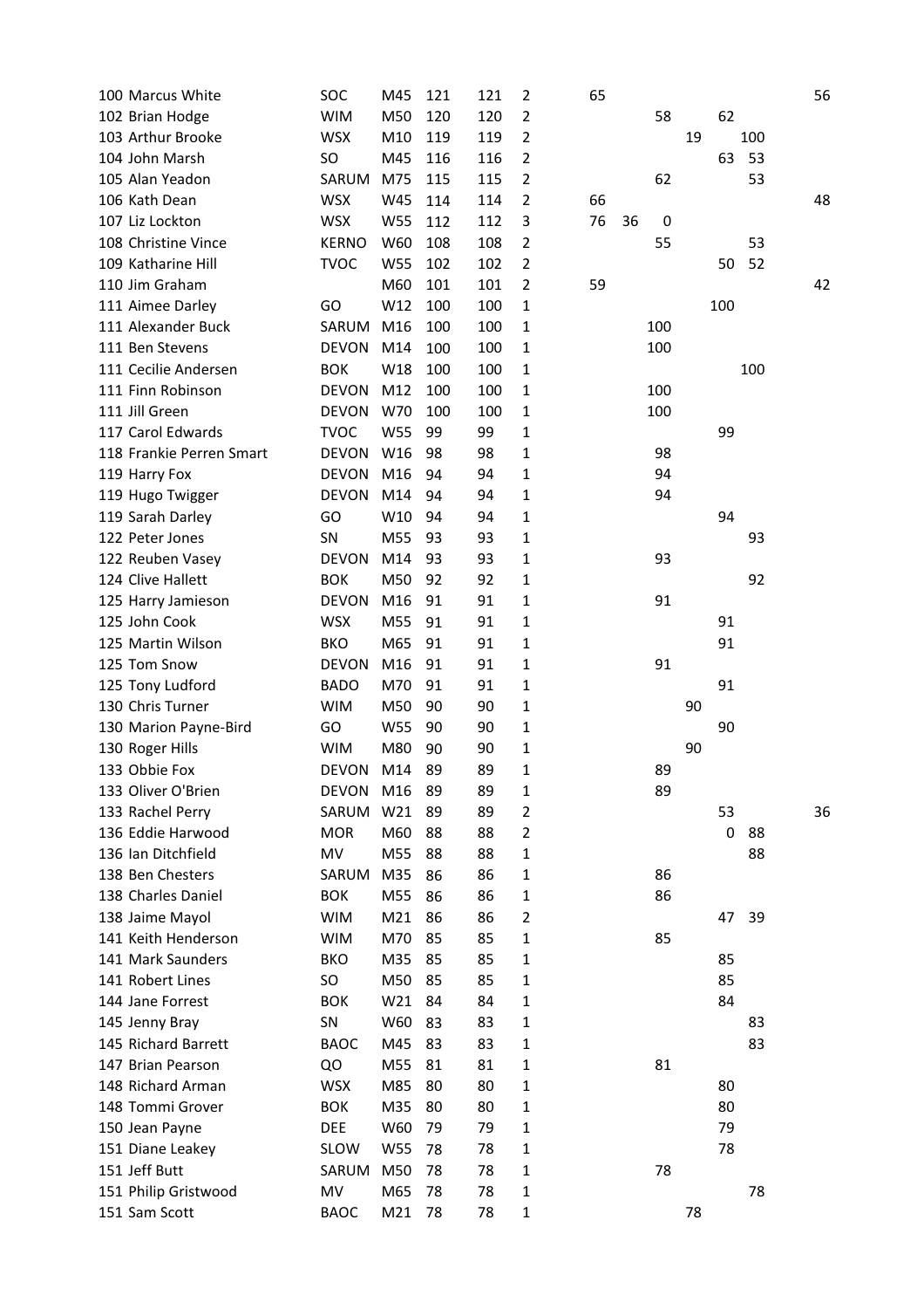| | | | | | | | | | | | | | |
|---|---|---|---|---|---|---|---|---|---|---|---|---|---|
| 100 | Marcus White | SOC | M45 | 121 | 121 | 2 | 65 | | | | | | 56 |
| 102 | Brian Hodge | WIM | M50 | 120 | 120 | 2 | | | 58 | | 62 | | |
| 103 | Arthur Brooke | WSX | M10 | 119 | 119 | 2 | | | | 19 | | 100 | |
| 104 | John Marsh | SO | M45 | 116 | 116 | 2 | | | | | 63 | 53 | |
| 105 | Alan Yeadon | SARUM | M75 | 115 | 115 | 2 | | | 62 | | | 53 | |
| 106 | Kath Dean | WSX | W45 | 114 | 114 | 2 | 66 | | | | | | 48 |
| 107 | Liz Lockton | WSX | W55 | 112 | 112 | 3 | 76 | 36 | 0 | | | | |
| 108 | Christine Vince | KERNO | W60 | 108 | 108 | 2 | | | 55 | | | 53 | |
| 109 | Katharine Hill | TVOC | W55 | 102 | 102 | 2 | | | | | 50 | 52 | |
| 110 | Jim Graham | | M60 | 101 | 101 | 2 | 59 | | | | | | 42 |
| 111 | Aimee Darley | GO | W12 | 100 | 100 | 1 | | | | | 100 | | |
| 111 | Alexander Buck | SARUM | M16 | 100 | 100 | 1 | | | 100 | | | | |
| 111 | Ben Stevens | DEVON | M14 | 100 | 100 | 1 | | | 100 | | | | |
| 111 | Cecilie Andersen | BOK | W18 | 100 | 100 | 1 | | | | | | 100 | |
| 111 | Finn Robinson | DEVON | M12 | 100 | 100 | 1 | | | 100 | | | | |
| 111 | Jill Green | DEVON | W70 | 100 | 100 | 1 | | | 100 | | | | |
| 117 | Carol Edwards | TVOC | W55 | 99 | 99 | 1 | | | | | 99 | | |
| 118 | Frankie Perren Smart | DEVON | W16 | 98 | 98 | 1 | | | 98 | | | | |
| 119 | Harry Fox | DEVON | M16 | 94 | 94 | 1 | | | 94 | | | | |
| 119 | Hugo Twigger | DEVON | M14 | 94 | 94 | 1 | | | 94 | | | | |
| 119 | Sarah Darley | GO | W10 | 94 | 94 | 1 | | | | | 94 | | |
| 122 | Peter Jones | SN | M55 | 93 | 93 | 1 | | | | | | 93 | |
| 122 | Reuben Vasey | DEVON | M14 | 93 | 93 | 1 | | | 93 | | | | |
| 124 | Clive Hallett | BOK | M50 | 92 | 92 | 1 | | | | | | 92 | |
| 125 | Harry Jamieson | DEVON | M16 | 91 | 91 | 1 | | | 91 | | | | |
| 125 | John Cook | WSX | M55 | 91 | 91 | 1 | | | | | 91 | | |
| 125 | Martin Wilson | BKO | M65 | 91 | 91 | 1 | | | | | 91 | | |
| 125 | Tom Snow | DEVON | M16 | 91 | 91 | 1 | | | 91 | | | | |
| 125 | Tony Ludford | BADO | M70 | 91 | 91 | 1 | | | | | 91 | | |
| 130 | Chris Turner | WIM | M50 | 90 | 90 | 1 | | | | 90 | | | |
| 130 | Marion Payne-Bird | GO | W55 | 90 | 90 | 1 | | | | | 90 | | |
| 130 | Roger Hills | WIM | M80 | 90 | 90 | 1 | | | | 90 | | | |
| 133 | Obbie Fox | DEVON | M14 | 89 | 89 | 1 | | | 89 | | | | |
| 133 | Oliver O'Brien | DEVON | M16 | 89 | 89 | 1 | | | 89 | | | | |
| 133 | Rachel Perry | SARUM | W21 | 89 | 89 | 2 | | | | | 53 | | 36 |
| 136 | Eddie Harwood | MOR | M60 | 88 | 88 | 2 | | | | | 0 | 88 | |
| 136 | Ian Ditchfield | MV | M55 | 88 | 88 | 1 | | | | | | 88 | |
| 138 | Ben Chesters | SARUM | M35 | 86 | 86 | 1 | | | 86 | | | | |
| 138 | Charles Daniel | BOK | M55 | 86 | 86 | 1 | | | 86 | | | | |
| 138 | Jaime Mayol | WIM | M21 | 86 | 86 | 2 | | | | | 47 | 39 | |
| 141 | Keith Henderson | WIM | M70 | 85 | 85 | 1 | | | 85 | | | | |
| 141 | Mark Saunders | BKO | M35 | 85 | 85 | 1 | | | | | 85 | | |
| 141 | Robert Lines | SO | M50 | 85 | 85 | 1 | | | | | 85 | | |
| 144 | Jane Forrest | BOK | W21 | 84 | 84 | 1 | | | | | 84 | | |
| 145 | Jenny Bray | SN | W60 | 83 | 83 | 1 | | | | | | 83 | |
| 145 | Richard Barrett | BAOC | M45 | 83 | 83 | 1 | | | | | | 83 | |
| 147 | Brian Pearson | QO | M55 | 81 | 81 | 1 | | | 81 | | | | |
| 148 | Richard Arman | WSX | M85 | 80 | 80 | 1 | | | | | 80 | | |
| 148 | Tommi Grover | BOK | M35 | 80 | 80 | 1 | | | | | 80 | | |
| 150 | Jean Payne | DEE | W60 | 79 | 79 | 1 | | | | | 79 | | |
| 151 | Diane Leakey | SLOW | W55 | 78 | 78 | 1 | | | | | 78 | | |
| 151 | Jeff Butt | SARUM | M50 | 78 | 78 | 1 | | | 78 | | | | |
| 151 | Philip Gristwood | MV | M65 | 78 | 78 | 1 | | | | | | 78 | |
| 151 | Sam Scott | BAOC | M21 | 78 | 78 | 1 | | | | 78 | | | |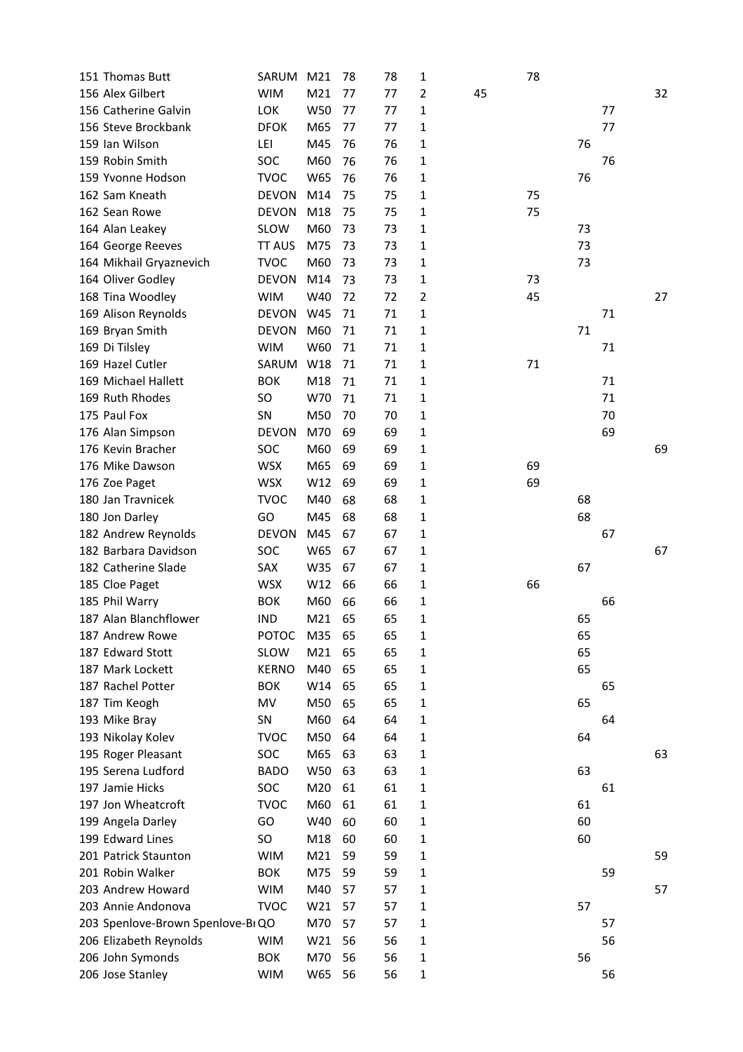| | | | | | | | | | | | |
|---|---|---|---|---|---|---|---|---|---|---|---|
| 151 | Thomas Butt | SARUM | M21 | 78 | 78 | 1 | | 78 | | | |
| 156 | Alex Gilbert | WIM | M21 | 77 | 77 | 2 | 45 | | | | 32 |
| 156 | Catherine Galvin | LOK | W50 | 77 | 77 | 1 | | | | 77 | |
| 156 | Steve Brockbank | DFOK | M65 | 77 | 77 | 1 | | | | 77 | |
| 159 | Ian Wilson | LEI | M45 | 76 | 76 | 1 | | | 76 | | |
| 159 | Robin Smith | SOC | M60 | 76 | 76 | 1 | | | | 76 | |
| 159 | Yvonne Hodson | TVOC | W65 | 76 | 76 | 1 | | | 76 | | |
| 162 | Sam Kneath | DEVON | M14 | 75 | 75 | 1 | | 75 | | | |
| 162 | Sean Rowe | DEVON | M18 | 75 | 75 | 1 | | 75 | | | |
| 164 | Alan Leakey | SLOW | M60 | 73 | 73 | 1 | | | 73 | | |
| 164 | George Reeves | TT AUS | M75 | 73 | 73 | 1 | | | 73 | | |
| 164 | Mikhail Gryaznevich | TVOC | M60 | 73 | 73 | 1 | | | 73 | | |
| 164 | Oliver Godley | DEVON | M14 | 73 | 73 | 1 | | 73 | | | |
| 168 | Tina Woodley | WIM | W40 | 72 | 72 | 2 | | 45 | | | 27 |
| 169 | Alison Reynolds | DEVON | W45 | 71 | 71 | 1 | | | | 71 | |
| 169 | Bryan Smith | DEVON | M60 | 71 | 71 | 1 | | | 71 | | |
| 169 | Di Tilsley | WIM | W60 | 71 | 71 | 1 | | | | 71 | |
| 169 | Hazel Cutler | SARUM | W18 | 71 | 71 | 1 | | 71 | | | |
| 169 | Michael Hallett | BOK | M18 | 71 | 71 | 1 | | | | 71 | |
| 169 | Ruth Rhodes | SO | W70 | 71 | 71 | 1 | | | | 71 | |
| 175 | Paul Fox | SN | M50 | 70 | 70 | 1 | | | | 70 | |
| 176 | Alan Simpson | DEVON | M70 | 69 | 69 | 1 | | | | 69 | |
| 176 | Kevin Bracher | SOC | M60 | 69 | 69 | 1 | | | | | 69 |
| 176 | Mike Dawson | WSX | M65 | 69 | 69 | 1 | | 69 | | | |
| 176 | Zoe Paget | WSX | W12 | 69 | 69 | 1 | | 69 | | | |
| 180 | Jan Travnicek | TVOC | M40 | 68 | 68 | 1 | | | 68 | | |
| 180 | Jon Darley | GO | M45 | 68 | 68 | 1 | | | 68 | | |
| 182 | Andrew Reynolds | DEVON | M45 | 67 | 67 | 1 | | | | 67 | |
| 182 | Barbara Davidson | SOC | W65 | 67 | 67 | 1 | | | | | 67 |
| 182 | Catherine Slade | SAX | W35 | 67 | 67 | 1 | | | 67 | | |
| 185 | Cloe Paget | WSX | W12 | 66 | 66 | 1 | | 66 | | | |
| 185 | Phil Warry | BOK | M60 | 66 | 66 | 1 | | | | 66 | |
| 187 | Alan Blanchflower | IND | M21 | 65 | 65 | 1 | | | 65 | | |
| 187 | Andrew Rowe | POTOC | M35 | 65 | 65 | 1 | | | 65 | | |
| 187 | Edward Stott | SLOW | M21 | 65 | 65 | 1 | | | 65 | | |
| 187 | Mark Lockett | KERNO | M40 | 65 | 65 | 1 | | | 65 | | |
| 187 | Rachel Potter | BOK | W14 | 65 | 65 | 1 | | | | 65 | |
| 187 | Tim Keogh | MV | M50 | 65 | 65 | 1 | | | 65 | | |
| 193 | Mike Bray | SN | M60 | 64 | 64 | 1 | | | | 64 | |
| 193 | Nikolay Kolev | TVOC | M50 | 64 | 64 | 1 | | | 64 | | |
| 195 | Roger Pleasant | SOC | M65 | 63 | 63 | 1 | | | | | 63 |
| 195 | Serena Ludford | BADO | W50 | 63 | 63 | 1 | | | 63 | | |
| 197 | Jamie Hicks | SOC | M20 | 61 | 61 | 1 | | | | 61 | |
| 197 | Jon Wheatcroft | TVOC | M60 | 61 | 61 | 1 | | | 61 | | |
| 199 | Angela Darley | GO | W40 | 60 | 60 | 1 | | | 60 | | |
| 199 | Edward Lines | SO | M18 | 60 | 60 | 1 | | | 60 | | |
| 201 | Patrick Staunton | WIM | M21 | 59 | 59 | 1 | | | | | 59 |
| 201 | Robin Walker | BOK | M75 | 59 | 59 | 1 | | | | 59 | |
| 203 | Andrew Howard | WIM | M40 | 57 | 57 | 1 | | | | | 57 |
| 203 | Annie Andonova | TVOC | W21 | 57 | 57 | 1 | | | 57 | | |
| 203 | Spenlove-Brown Spenlove-Br | QO | M70 | 57 | 57 | 1 | | | | 57 | |
| 206 | Elizabeth Reynolds | WIM | W21 | 56 | 56 | 1 | | | | 56 | |
| 206 | John Symonds | BOK | M70 | 56 | 56 | 1 | | | 56 | | |
| 206 | Jose Stanley | WIM | W65 | 56 | 56 | 1 | | | | 56 | |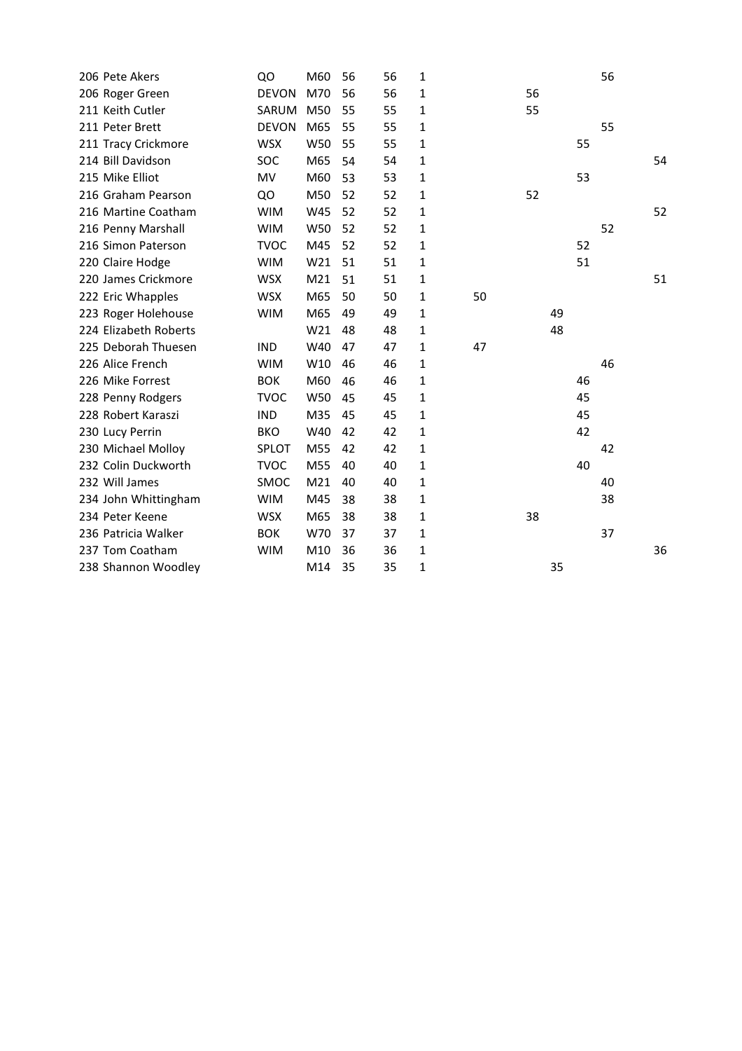| | | | | | | | | | | | | |
|---|---|---|---|---|---|---|---|---|---|---|---|---|
| 206 | Pete Akers | QO | M60 | 56 | 56 | 1 | | | | | 56 | |
| 206 | Roger Green | DEVON | M70 | 56 | 56 | 1 | | 56 | | | | |
| 211 | Keith Cutler | SARUM | M50 | 55 | 55 | 1 | | 55 | | | | |
| 211 | Peter Brett | DEVON | M65 | 55 | 55 | 1 | | | | | 55 | |
| 211 | Tracy Crickmore | WSX | W50 | 55 | 55 | 1 | | | | 55 | | |
| 214 | Bill Davidson | SOC | M65 | 54 | 54 | 1 | | | | | | 54 |
| 215 | Mike Elliot | MV | M60 | 53 | 53 | 1 | | | | 53 | | |
| 216 | Graham Pearson | QO | M50 | 52 | 52 | 1 | | 52 | | | | |
| 216 | Martine Coatham | WIM | W45 | 52 | 52 | 1 | | | | | | 52 |
| 216 | Penny Marshall | WIM | W50 | 52 | 52 | 1 | | | | | 52 | |
| 216 | Simon Paterson | TVOC | M45 | 52 | 52 | 1 | | | | 52 | | |
| 220 | Claire Hodge | WIM | W21 | 51 | 51 | 1 | | | | 51 | | |
| 220 | James Crickmore | WSX | M21 | 51 | 51 | 1 | | | | | | 51 |
| 222 | Eric Whapples | WSX | M65 | 50 | 50 | 1 | 50 | | | | | |
| 223 | Roger Holehouse | WIM | M65 | 49 | 49 | 1 | | | 49 | | | |
| 224 | Elizabeth Roberts | | W21 | 48 | 48 | 1 | | | 48 | | | |
| 225 | Deborah Thuesen | IND | W40 | 47 | 47 | 1 | 47 | | | | | |
| 226 | Alice French | WIM | W10 | 46 | 46 | 1 | | | | | 46 | |
| 226 | Mike Forrest | BOK | M60 | 46 | 46 | 1 | | | | 46 | | |
| 228 | Penny Rodgers | TVOC | W50 | 45 | 45 | 1 | | | | 45 | | |
| 228 | Robert Karaszi | IND | M35 | 45 | 45 | 1 | | | | 45 | | |
| 230 | Lucy Perrin | BKO | W40 | 42 | 42 | 1 | | | | 42 | | |
| 230 | Michael Molloy | SPLOT | M55 | 42 | 42 | 1 | | | | | 42 | |
| 232 | Colin Duckworth | TVOC | M55 | 40 | 40 | 1 | | | | 40 | | |
| 232 | Will James | SMOC | M21 | 40 | 40 | 1 | | | | | 40 | |
| 234 | John Whittingham | WIM | M45 | 38 | 38 | 1 | | | | | 38 | |
| 234 | Peter Keene | WSX | M65 | 38 | 38 | 1 | | 38 | | | | |
| 236 | Patricia Walker | BOK | W70 | 37 | 37 | 1 | | | | | 37 | |
| 237 | Tom Coatham | WIM | M10 | 36 | 36 | 1 | | | | | | 36 |
| 238 | Shannon Woodley | | M14 | 35 | 35 | 1 | | | 35 | | | |